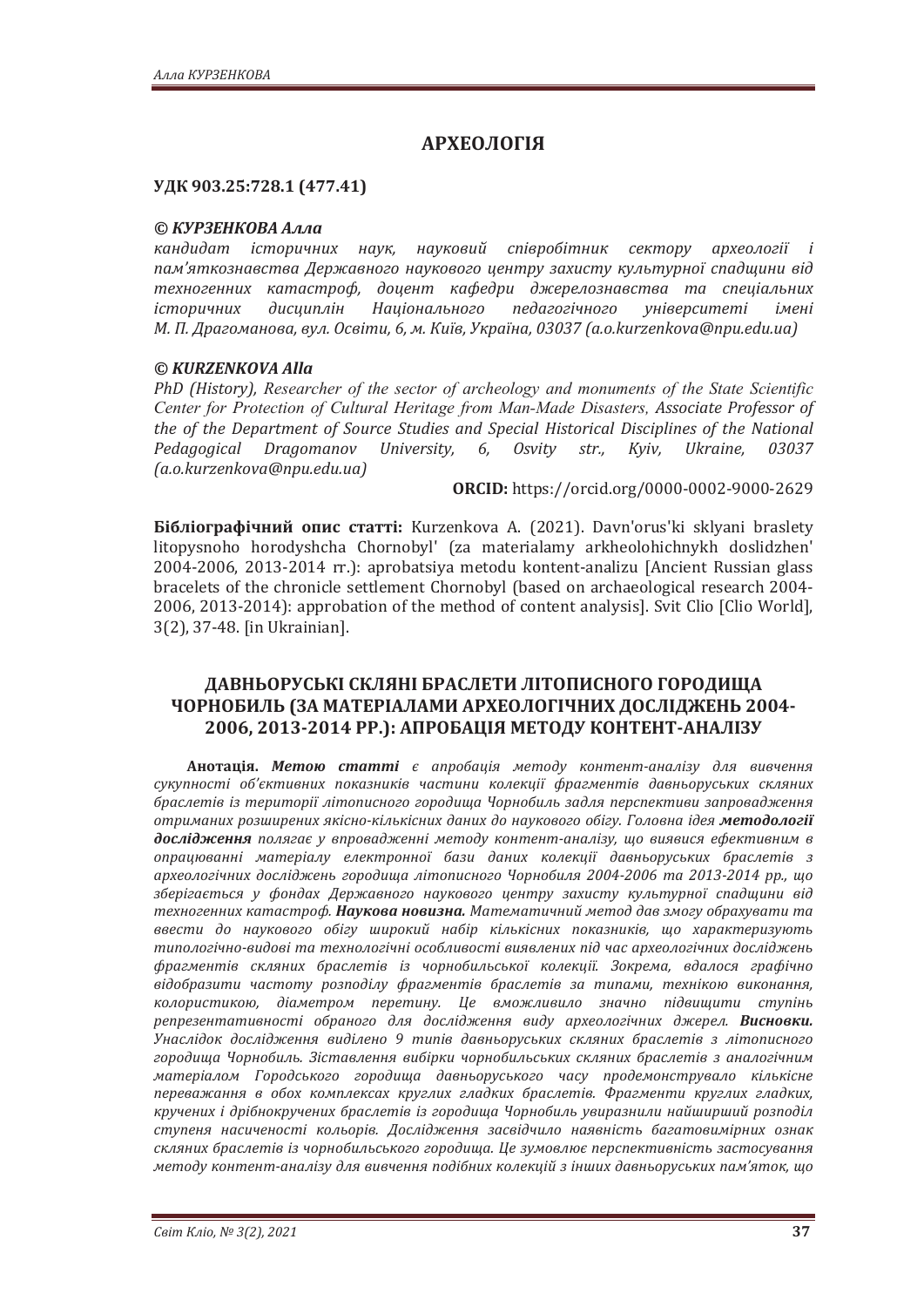## АРХЕОЛОГІЯ

**УДК 903.25:728.1 (477.41)**

***© КУРЗЕНКОВА Алла***
*кандидат історичних наук, науковий співробітник сектору археології і пам'яткознавства Державного наукового центру захисту культурної спадщини від техногенних катастроф, доцент кафедри джерелознавства та спеціальних історичних дисциплін Національного педагогічного університеті імені М. П. Драгоманова, вул. Освіти, 6, м. Київ, Україна, 03037 (a.o.kurzenkova@npu.edu.ua)*

***© KURZENKOVA Alla***
*PhD (History), Researcher of the sector of archeology and monuments of the State Scientific Center for Protection of Cultural Heritage from Man-Made Disasters, Associate Professor of the of the Department of Source Studies and Special Historical Disciplines of the National Pedagogical Dragomanov University, 6, Osvity str., Kyiv, Ukraine, 03037 (a.o.kurzenkova@npu.edu.ua)*

**ORCID:** https://orcid.org/0000-0002-9000-2629

**Бібліографічний опис статті:** Kurzenkova A. (2021). Davn'orus'ki sklyani braslety litopysnoho horodyshcha Chornobyl' (za materialamy arkheolohichnykh doslidzhen' 2004-2006, 2013-2014 rr.): aprobatsiya metodu kontent-analizu [Ancient Russian glass bracelets of the chronicle settlement Chornobyl (based on archaeological research 2004-2006, 2013-2014): approbation of the method of content analysis]. Svit Clio [Clio World], 3(2), 37-48. [in Ukrainian].

## ДАВНЬОРУСЬКІ СКЛЯНІ БРАСЛЕТИ ЛІТОПИСНОГО ГОРОДИЩА ЧОРНОБИЛЬ (ЗА МАТЕРІАЛАМИ АРХЕОЛОГІЧНИХ ДОСЛІДЖЕНЬ 2004-2006, 2013-2014 РР.): АПРОБАЦІЯ МЕТОДУ КОНТЕНТ-АНАЛІЗУ

**Анотація.** ***Метою статті*** *є апробація методу контент-аналізу для вивчення сукупності об'єктивних показників частини колекції фрагментів давньоруських скляних браслетів із території літописного городища Чорнобиль задля перспективи запровадження отриманих розширених якісно-кількісних даних до наукового обігу. Головна ідея* ***методології дослідження*** *полягає у впровадженні методу контент-аналізу, що виявися ефективним в опрацюванні матеріалу електронної бази даних колекції давньоруських браслетів з археологічних досліджень городища літописного Чорнобиля 2004-2006 та 2013-2014 рр., що зберігається у фондах Державного наукового центру захисту культурної спадщини від техногенних катастроф.* ***Наукова новизна.*** *Математичний метод дав змогу обрахувати та ввести до наукового обігу широкий набір кількісних показників, що характеризують типолого-видові та технологічні особливості виявлених під час археологічних досліджень фрагментів скляних браслетів із чорнобильської колекції. Зокрема, вдалося графічно відобразити частоту розподілу фрагментів браслетів за типами, технікою виконання, колористикою, діаметром перетину. Це вможливило значно підвищити ступінь репрезентативності обраного для дослідження виду археологічних джерел.* ***Висновки.*** *Унаслідок дослідження виділено 9 типів давньоруських скляних браслетів з літописного городища Чорнобиль. Зіставлення вибірки чорнобильських скляних браслетів з аналогічним матеріалом Городського городища давньоруського часу продемонструвало кількісне переважання в обох комплексах круглих гладких браслетів. Фрагменти круглих гладких, кручених і дрібнокручених браслетів із городища Чорнобиль увиразнили найширший розподіл ступеня насиченості кольорів. Дослідження засвідчило наявність багатовимірних ознак скляних браслетів із чорнобильського городища. Це зумовлює перспективність застосування методу контент-аналізу для вивчення подібних колекцій з інших давньоруських пам'яток, що*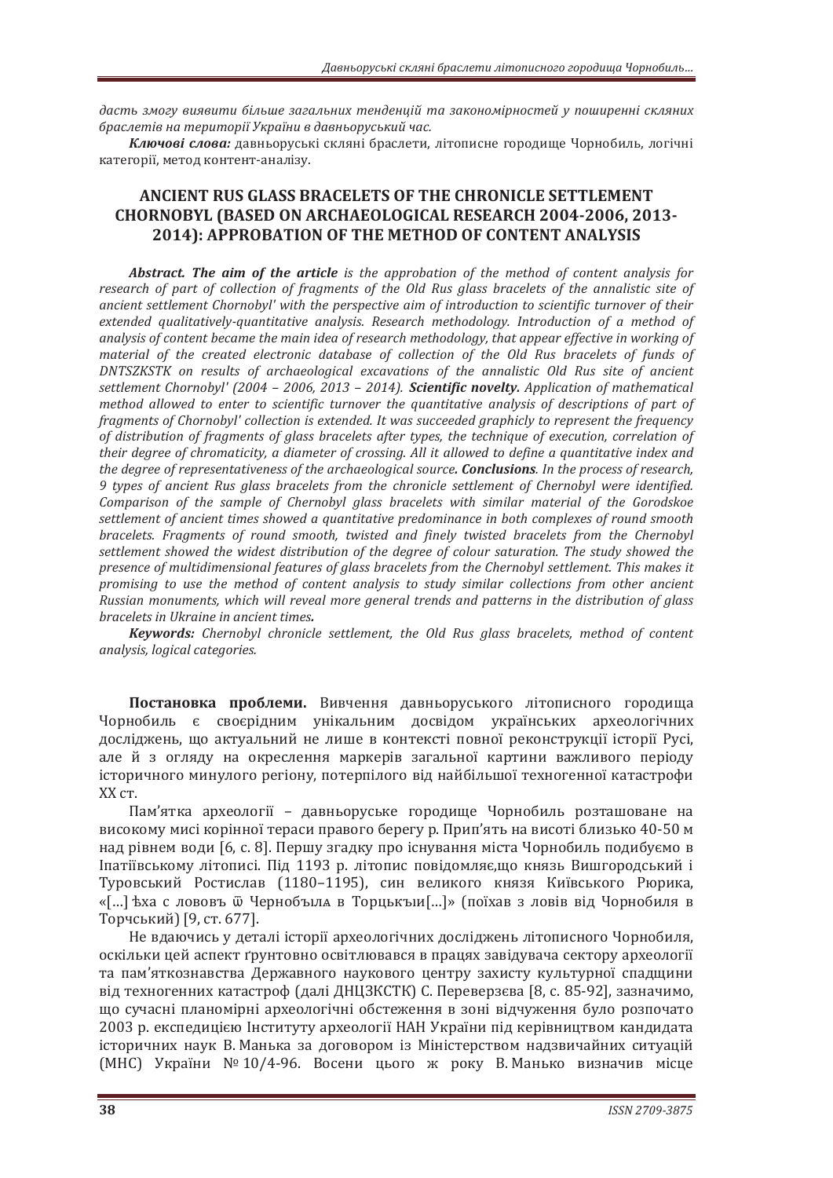*дасть змогу виявити більше загальних тенденцій та закономірностей у поширенні скляних браслетів на території України в давньоруський час.*

***Ключові слова:*** давньоруські скляні браслети, літописне городище Чорнобиль, логічні категорії, метод контент-аналізу.

## ANCIENT RUS GLASS BRACELETS OF THE CHRONICLE SETTLEMENT CHORNOBYL (BASED ON ARCHAEOLOGICAL RESEARCH 2004-2006, 2013-2014): APPROBATION OF THE METHOD OF CONTENT ANALYSIS

***Abstract. The aim of the article*** *is the approbation of the method of content analysis for research of part of collection of fragments of the Old Rus glass bracelets of the annalistic site of ancient settlement Chornobyl' with the perspective aim of introduction to scientific turnover of their extended qualitatively-quantitative analysis. Research methodology. Introduction of a method of analysis of content became the main idea of research methodology, that appear effective in working of material of the created electronic database of collection of the Old Rus bracelets of funds of DNTSZKSTK on results of archaeological excavations of the annalistic Old Rus site of ancient settlement Chornobyl' (2004 – 2006, 2013 – 2014).* ***Scientific novelty.*** *Application of mathematical method allowed to enter to scientific turnover the quantitative analysis of descriptions of part of fragments of Chornobyl' collection is extended. It was succeeded graphicly to represent the frequency of distribution of fragments of glass bracelets after types, the technique of execution, correlation of their degree of chromaticity, a diameter of crossing. All it allowed to define a quantitative index and the degree of representativeness of the archaeological source.* ***Conclusions****. In the process of research, 9 types of ancient Rus glass bracelets from the chronicle settlement of Chernobyl were identified. Comparison of the sample of Chernobyl glass bracelets with similar material of the Gorodskoe settlement of ancient times showed a quantitative predominance in both complexes of round smooth bracelets. Fragments of round smooth, twisted and finely twisted bracelets from the Chernobyl settlement showed the widest distribution of the degree of colour saturation. The study showed the presence of multidimensional features of glass bracelets from the Chernobyl settlement. This makes it promising to use the method of content analysis to study similar collections from other ancient Russian monuments, which will reveal more general trends and patterns in the distribution of glass bracelets in Ukraine in ancient times****.***

***Keywords:*** *Chernobyl chronicle settlement, the Old Rus glass bracelets, method of content analysis, logical categories.*

**Постановка проблеми.** Вивчення давньоруського літописного городища Чорнобиль є своєрідним унікальним досвідом українських археологічних досліджень, що актуальний не лише в контексті повної реконструкції історії Русі, але й з огляду на окреслення маркерів загальної картини важливого періоду історичного минулого регіону, потерпілого від найбільшої техногенної катастрофи XX ст.

Пам'ятка археології – давньоруське городище Чорнобиль розташоване на високому мисі корінної тераси правого берегу р. Прип'ять на висоті близько 40-50 м над рівнем води [6, с. 8]. Першу згадку про існування міста Чорнобиль подибуємо в Іпатіївському літописі. Під 1193 р. літопис повідомляє,що князь Вишгородський і Туровський Ростислав (1180–1195), син великого князя Київського Рюрика, «[…] ѣха с лововъ ѿ Чернобъıлѧ в Торцькъıи[…]» (поїхав з ловів від Чорнобиля в Торчський) [9, ст. 677].

Не вдаючись у деталі історії археологічних досліджень літописного Чорнобиля, оскільки цей аспект ґрунтовно висвітлювався в працях завідувача сектору археології та пам'яткознавства Державного наукового центру захисту культурної спадщини від техногенних катастроф (далі ДНЦЗКСТК) С. Переверзєва [8, с. 85-92], зазначимо, що сучасні планомірні археологічні обстеження в зоні відчуження було розпочато 2003 р. експедицією Інституту археології НАН України під керівництвом кандидата історичних наук В. Манька за договором із Міністерством надзвичайних ситуацій (МНС) України № 10/4-96. Восени цього ж року В. Манько визначив місце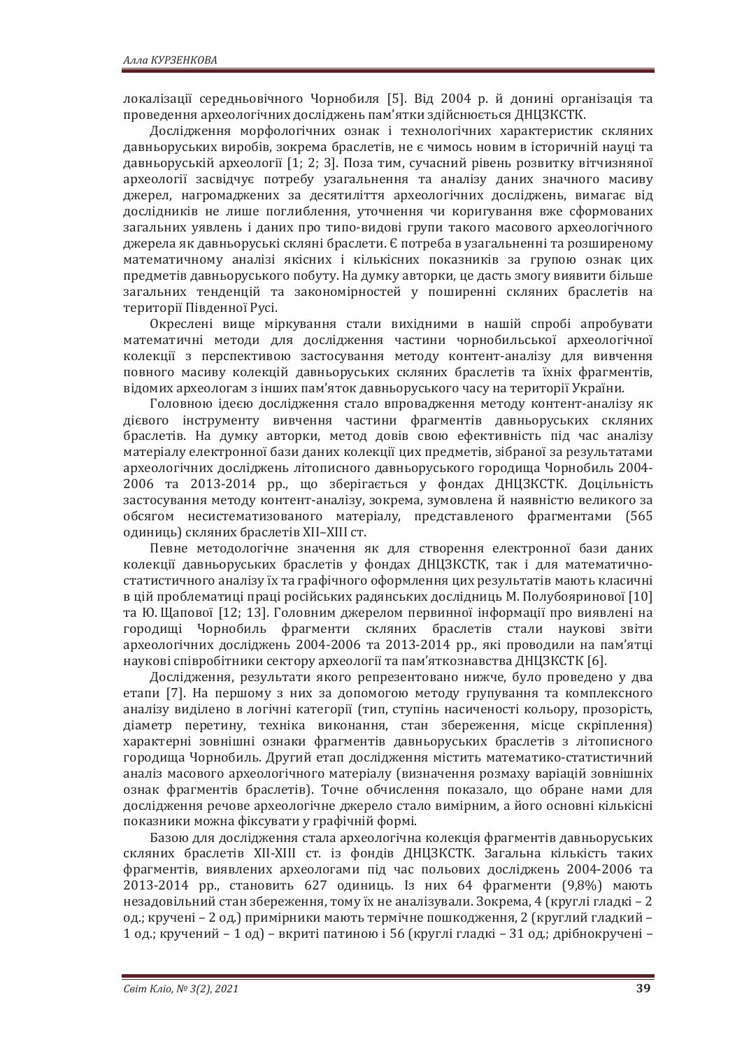локалізації середньовічного Чорнобиля [5]. Від 2004 р. й донині організація та проведення археологічних досліджень пам'ятки здійснюється ДНЦЗКСТК.

Дослідження морфологічних ознак і технологічних характеристик скляних давньоруських виробів, зокрема браслетів, не є чимось новим в історичній науці та давньоруській археології [1; 2; 3]. Поза тим, сучасний рівень розвитку вітчизняної археології засвідчує потребу узагальнення та аналізу даних значного масиву джерел, нагромаджених за десятиліття археологічних досліджень, вимагає від дослідників не лише поглиблення, уточнення чи коригування вже сформованих загальних уявлень і даних про типо-видові групи такого масового археологічного джерела як давньоруські скляні браслети. Є потреба в узагальненні та розширеному математичному аналізі якісних і кількісних показників за групою ознак цих предметів давньоруського побуту. На думку авторки, це дасть змогу виявити більше загальних тенденцій та закономірностей у поширенні скляних браслетів на території Південної Русі.

Окреслені вище міркування стали вихідними в нашій спробі апробувати математичні методи для дослідження частини чорнобильської археологічної колекції з перспективою застосування методу контент-аналізу для вивчення повного масиву колекцій давньоруських скляних браслетів та їхніх фрагментів, відомих археологам з інших пам'яток давньоруського часу на території України.

Головною ідеєю дослідження стало впровадження методу контент-аналізу як дієвого інструменту вивчення частини фрагментів давньоруських скляних браслетів. На думку авторки, метод довів свою ефективність під час аналізу матеріалу електронної бази даних колекції цих предметів, зібраної за результатами археологічних досліджень літописного давньоруського городища Чорнобиль 2004-2006 та 2013-2014 рр., що зберігається у фондах ДНЦЗКСТК. Доцільність застосування методу контент-аналізу, зокрема, зумовлена й наявністю великого за обсягом несистематизованого матеріалу, представленого фрагментами (565 одиниць) скляних браслетів XII–XIII ст.

Певне методологічне значення як для створення електронної бази даних колекції давньоруських браслетів у фондах ДНЦЗКСТК, так і для математично-статистичного аналізу їх та графічного оформлення цих результатів мають класичні в цій проблематиці праці російських радянських дослідниць М. Полубояринової [10] та Ю. Щапової [12; 13]. Головним джерелом первинної інформації про виявлені на городищі Чорнобиль фрагменти скляних браслетів стали наукові звіти археологічних досліджень 2004-2006 та 2013-2014 рр., які проводили на пам'ятці наукові співробітники сектору археології та пам'яткознавства ДНЦЗКСТК [6].

Дослідження, результати якого репрезентовано нижче, було проведено у два етапи [7]. На першому з них за допомогою методу групування та комплексного аналізу виділено в логічні категорії (тип, ступінь насиченості кольору, прозорість, діаметр перетину, техніка виконання, стан збереження, місце скріплення) характерні зовнішні ознаки фрагментів давньоруських браслетів з літописного городища Чорнобиль. Другий етап дослідження містить математико-статистичний аналіз масового археологічного матеріалу (визначення розмаху варіацій зовнішніх ознак фрагментів браслетів). Точне обчислення показало, що обране нами для дослідження речове археологічне джерело стало вимірним, а його основні кількісні показники можна фіксувати у графічній формі.

Базою для дослідження стала археологічна колекція фрагментів давньоруських скляних браслетів XII-XIII ст. із фондів ДНЦЗКСТК. Загальна кількість таких фрагментів, виявлених археологами під час польових досліджень 2004-2006 та 2013-2014 рр., становить 627 одиниць. Із них 64 фрагменти (9,8%) мають незадовільний стан збереження, тому їх не аналізували. Зокрема, 4 (круглі гладкі – 2 од.; кручені – 2 од.) примірники мають термічне пошкодження, 2 (круглий гладкий – 1 од.; кручений – 1 од) – вкриті патиною і 56 (круглі гладкі – 31 од.; дрібнокручені –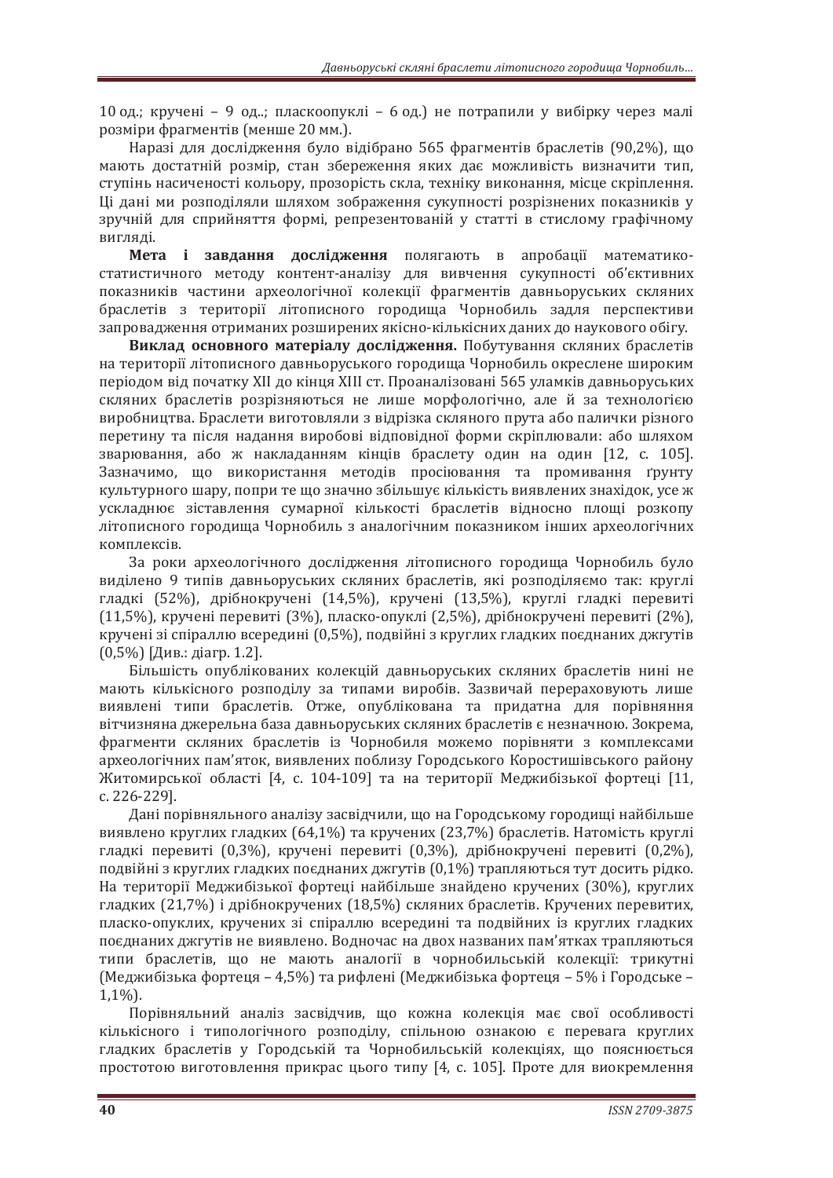10 од.; кручені – 9 од..; пласкоопуклі – 6 од.) не потрапили у вибірку через малі розміри фрагментів (менше 20 мм.).

Наразі для дослідження було відібрано 565 фрагментів браслетів (90,2%), що мають достатній розмір, стан збереження яких дає можливість визначити тип, ступінь насиченості кольору, прозорість скла, техніку виконання, місце скріплення. Ці дані ми розподіляли шляхом зображення сукупності розрізнених показників у зручній для сприйняття формі, репрезентованій у статті в стислому графічному вигляді.

**Мета і завдання дослідження** полягають в апробації математико-статистичного методу контент-аналізу для вивчення сукупності об'єктивних показників частини археологічної колекції фрагментів давньоруських скляних браслетів з території літописного городища Чорнобиль задля перспективи запровадження отриманих розширених якісно-кількісних даних до наукового обігу.

**Виклад основного матеріалу дослідження.** Побутування скляних браслетів на території літописного давньоруського городища Чорнобиль окреслене широким періодом від початку XII до кінця XIII ст. Проаналізовані 565 уламків давньоруських скляних браслетів розрізняються не лише морфологічно, але й за технологією виробництва. Браслети виготовляли з відрізка скляного прута або палички різного перетину та після надання виробові відповідної форми скріплювали: або шляхом зварювання, або ж накладанням кінців браслету один на один [12, с. 105]. Зазначимо, що використання методів просіювання та промивання ґрунту культурного шару, попри те що значно збільшує кількість виявлених знахідок, усе ж ускладнює зіставлення сумарної кількості браслетів відносно площі розкопу літописного городища Чорнобиль з аналогічним показником інших археологічних комплексів.

За роки археологічного дослідження літописного городища Чорнобиль було виділено 9 типів давньоруських скляних браслетів, які розподіляємо так: круглі гладкі (52%), дрібнокручені (14,5%), кручені (13,5%), круглі гладкі перевиті (11,5%), кручені перевиті (3%), пласко-опуклі (2,5%), дрібнокручені перевиті (2%), кручені зі спіраллю всередині (0,5%), подвійні з круглих гладких поєднаних джгутів (0,5%) [Див.: діагр. 1.2].

Більшість опублікованих колекцій давньоруських скляних браслетів нині не мають кількісного розподілу за типами виробів. Зазвичай перераховують лише виявлені типи браслетів. Отже, опублікована та придатна для порівняння вітчизняна джерельна база давньоруських скляних браслетів є незначною. Зокрема, фрагменти скляних браслетів із Чорнобиля можемо порівняти з комплексами археологічних пам'яток, виявлених поблизу Городського Коростишівського району Житомирської області [4, с. 104-109] та на території Меджибізької фортеці [11, с. 226-229].

Дані порівняльного аналізу засвідчили, що на Городському городищі найбільше виявлено круглих гладких (64,1%) та кручених (23,7%) браслетів. Натомість круглі гладкі перевиті (0,3%), кручені перевиті (0,3%), дрібнокручені перевиті (0,2%), подвійні з круглих гладких поєднаних джгутів (0,1%) трапляються тут досить рідко. На території Меджибізької фортеці найбільше знайдено кручених (30%), круглих гладких (21,7%) і дрібнокручених (18,5%) скляних браслетів. Кручених перевитих, пласко-опуклих, кручених зі спіраллю всередині та подвійних із круглих гладких поєднаних джгутів не виявлено. Водночас на двох названих пам'ятках трапляються типи браслетів, що не мають аналогії в чорнобильській колекції: трикутні (Меджибізька фортеця – 4,5%) та рифлені (Меджибізька фортеця – 5% і Городське – 1,1%).

Порівняльний аналіз засвідчив, що кожна колекція має свої особливості кількісного і типологічного розподілу, спільною ознакою є перевага круглих гладких браслетів у Городській та Чорнобильській колекціях, що пояснюється простотою виготовлення прикрас цього типу [4, с. 105]. Проте для виокремлення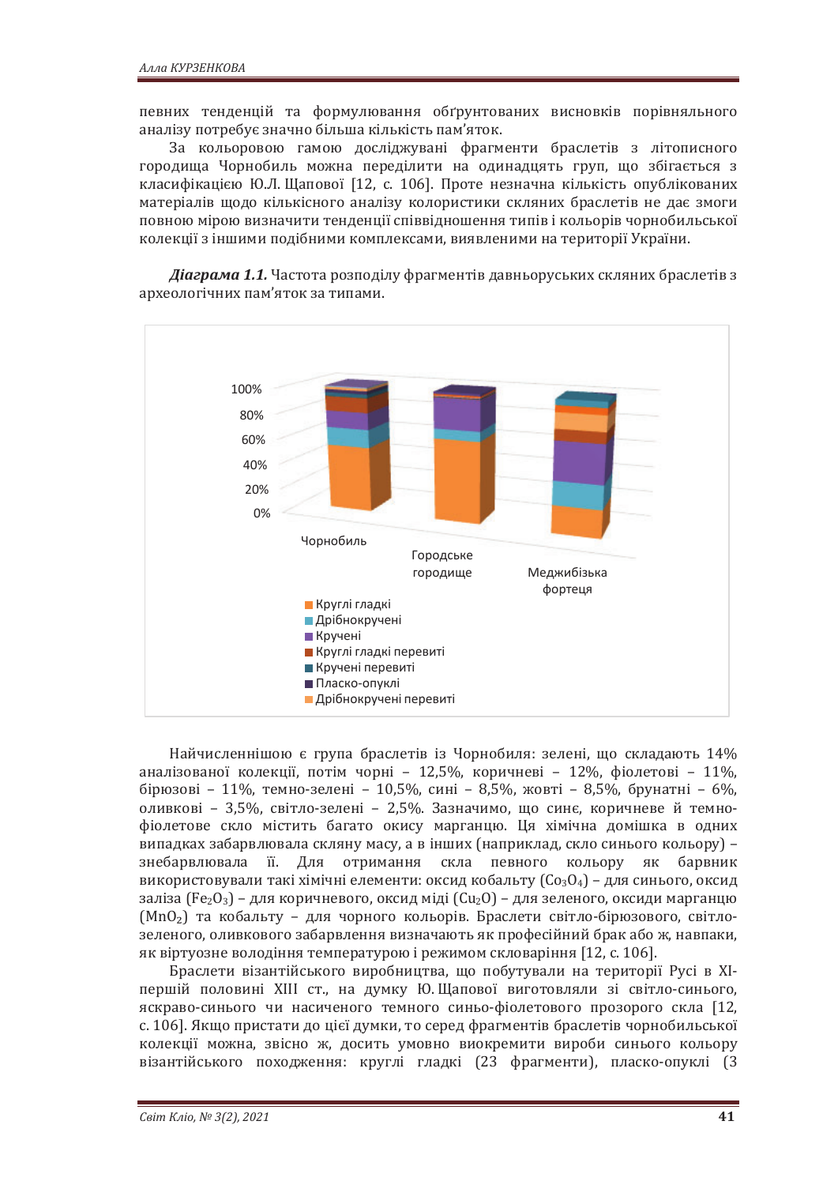певних тенденцій та формулювання обґрунтованих висновків порівняльного аналізу потребує значно більша кількість пам'яток.

За кольоровою гамою досліджувані фрагменти браслетів з літописного городища Чорнобиль можна переділити на одинадцять груп, що збігається з класифікацією Ю.Л. Щапової [12, с. 106]. Проте незначна кількість опублікованих матеріалів щодо кількісного аналізу колористики скляних браслетів не дає змоги повною мірою визначити тенденції співвідношення типів і кольорів чорнобильської колекції з іншими подібними комплексами, виявленими на території України.

***Діаграма 1.1.*** Частота розподілу фрагментів давньоруських скляних браслетів з археологічних пам'яток за типами.

100%
80%
60%
40%
20%
0%

Чорнобиль | Городське городище | Меджибізька фортеця

- Круглі гладкі
- Дрібнокручені
- Кручені
- Круглі гладкі перевиті
- Кручені перевиті
- Пласко-опуклі
- Дрібнокручені перевиті

Найчисленнішою є група браслетів із Чорнобиля: зелені, що складають 14% аналізованої колекції, потім чорні – 12,5%, коричневі – 12%, фіолетові – 11%, бірюзові – 11%, темно-зелені – 10,5%, сині – 8,5%, жовті – 8,5%, брунатні – 6%, оливкові – 3,5%, світло-зелені – 2,5%. Зазначимо, що синє, коричневе й темно-фіолетове скло містить багато окису марганцю. Ця хімічна домішка в одних випадках забарвлювала скляну масу, а в інших (наприклад, скло синього кольору) – знебарвлювала її. Для отримання скла певного кольору як барвник використовували такі хімічні елементи: оксид кобальту ($Co_3O_4$) – для синього, оксид заліза ($Fe_2O_3$) – для коричневого, оксид міді ($Cu_2O$) – для зеленого, оксиди марганцю ($MnO_2$) та кобальту – для чорного кольорів. Браслети світло-бірюзового, світло-зеленого, оливкового забарвлення визначають як професійний брак або ж, навпаки, як віртуозне володіння температурою і режимом скловаріння [12, с. 106].

Браслети візантійського виробництва, що побутували на території Русі в XI-першій половині XIII ст., на думку Ю. Щапової виготовляли зі світло-синього, яскраво-синього чи насиченого темного синьо-фіолетового прозорого скла [12, с. 106]. Якщо пристати до цієї думки, то серед фрагментів браслетів чорнобильської колекції можна, звісно ж, досить умовно виокремити вироби синього кольору візантійського походження: круглі гладкі (23 фрагменти), пласко-опуклі (3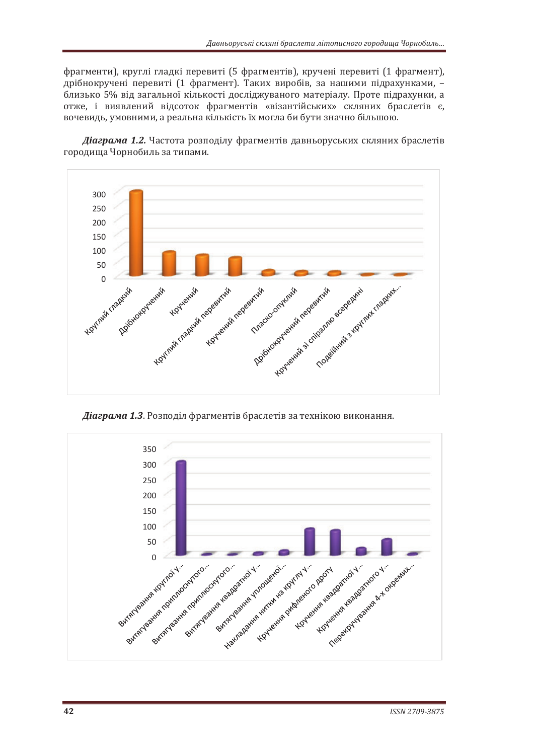фрагменти), круглі гладкі перевиті (5 фрагментів), кручені перевиті (1 фрагмент), дрібнокручені перевиті (1 фрагмент). Таких виробів, за нашими підрахунками, – близько 5% від загальної кількості досліджуваного матеріалу. Проте підрахунки, а отже, і виявлений відсоток фрагментів «візантійських» скляних браслетів є, очевидь, умовними, а реальна кількість їх могла би бути значно більшою.

***Діаграма 1.2.*** Частота розподілу фрагментів давньоруських скляних браслетів городища Чорнобиль за типами.

***Діаграма 1.3***. Розподіл фрагментів браслетів за технікою виконання.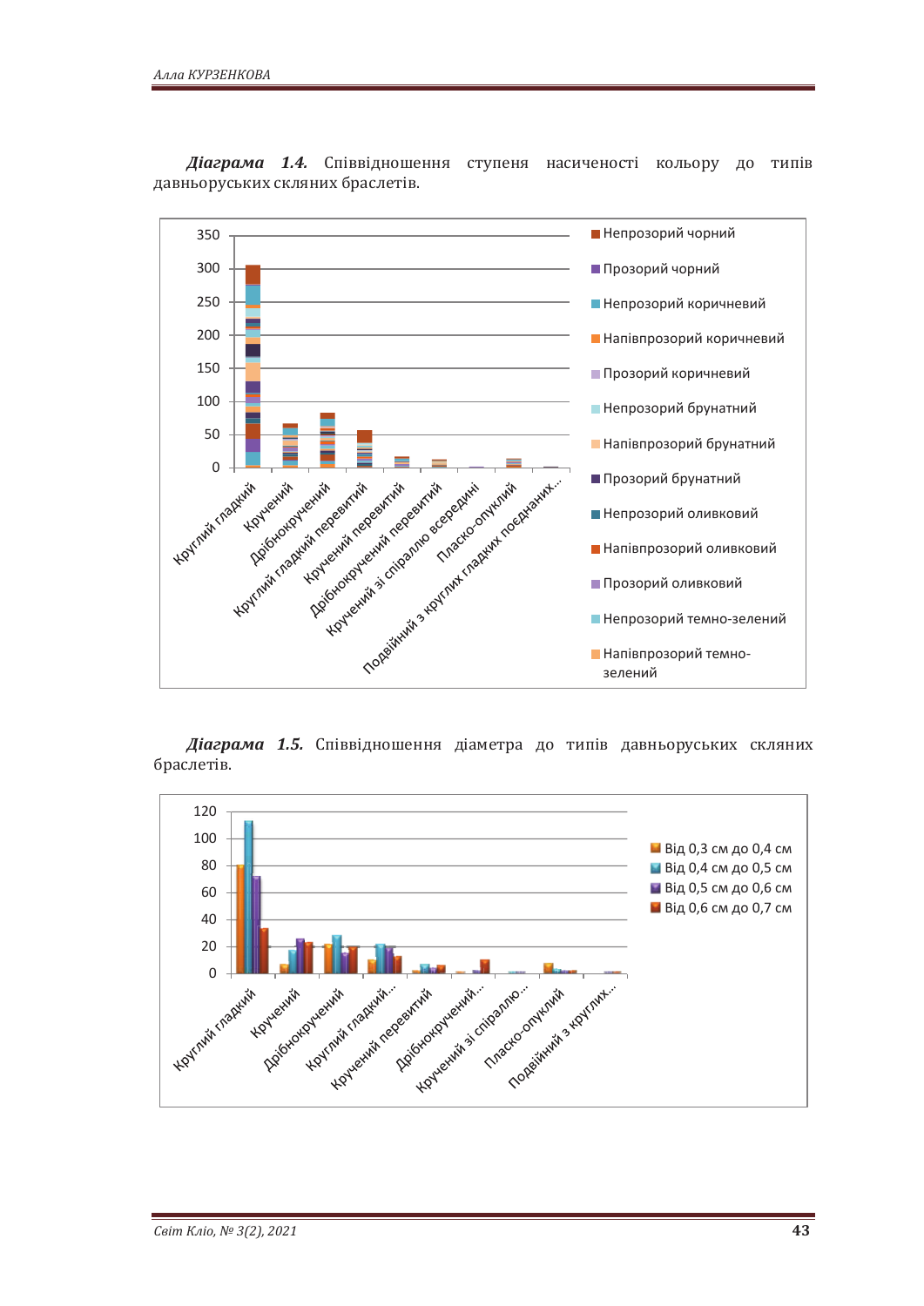***Діаграма 1.4.*** Співвідношення ступеня насиченості кольору до типів давньоруських скляних браслетів.

***Діаграма 1.5.*** Співвідношення діаметра до типів давньоруських скляних браслетів.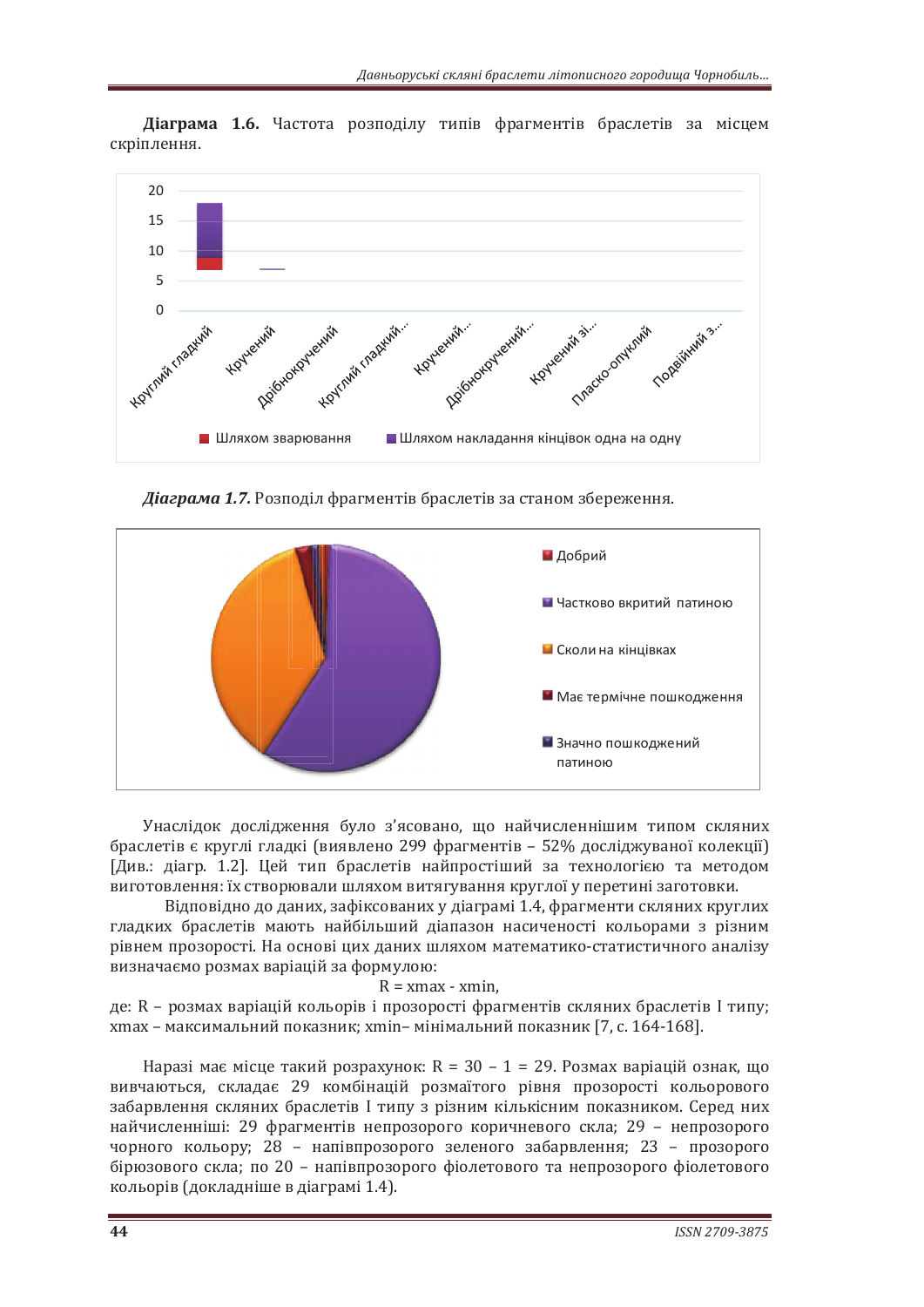**Діаграма 1.6.** Частота розподілу типів фрагментів браслетів за місцем скріплення.

*Діаграма 1.7.* Розподіл фрагментів браслетів за станом збереження.

Унаслідок дослідження було з'ясовано, що найчисленнішим типом скляних браслетів є круглі гладкі (виявлено 299 фрагментів – 52% досліджуваної колекції) [Див.: діагр. 1.2]. Цей тип браслетів найпростіший за технологією та методом виготовлення: їх створювали шляхом витягування круглої у перетині заготовки.

Відповідно до даних, зафіксованих у діаграмі 1.4, фрагменти скляних круглих гладких браслетів мають найбільший діапазон насиченості кольорами з різним рівнем прозорості. На основі цих даних шляхом математико-статистичного аналізу визначаємо розмах варіацій за формулою:

$$R = x_{max} - x_{min},$$

де: R – розмах варіацій кольорів і прозорості фрагментів скляних браслетів I типу; $x_{max}$ – максимальний показник; $x_{min}$ – мінімальний показник [7, с. 164-168].

Наразі має місце такий розрахунок: $R = 30 - 1 = 29$. Розмах варіацій ознак, що вивчаються, складає 29 комбінацій розмаїтого рівня прозорості кольорового забарвлення скляних браслетів I типу з різним кількісним показником. Серед них найчисленніші: 29 фрагментів непрозорого коричневого скла; 29 – непрозорого чорного кольору; 28 – напівпрозорого зеленого забарвлення; 23 – прозорого бірюзового скла; по 20 – напівпрозорого фіолетового та непрозорого фіолетового кольорів (докладніше в діаграмі 1.4).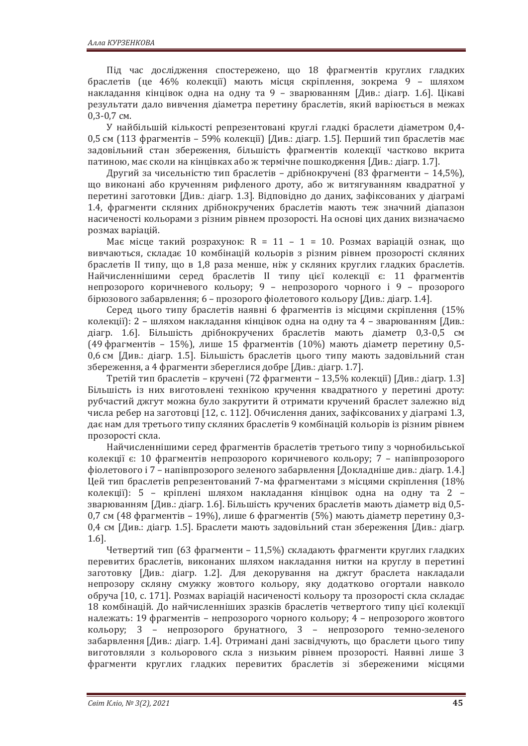Під час дослідження спостережено, що 18 фрагментів круглих гладких браслетів (це 46% колекції) мають місця скріплення, зокрема 9 – шляхом накладання кінцівок одна на одну та 9 – зварюванням [Див.: діагр. 1.6]. Цікаві результати дало вивчення діаметра перетину браслетів, який варіюється в межах 0,3-0,7 см.

У найбільшій кількості репрезентовані круглі гладкі браслети діаметром 0,4-0,5 см (113 фрагментів – 59% колекції) [Див.: діагр. 1.5]. Перший тип браслетів має задовільний стан збереження, більшість фрагментів колекції частково вкрита патиною, має сколи на кінцівках або ж термічне пошкодження [Див.: діагр. 1.7].

Другий за чисельністю тип браслетів – дрібнокручені (83 фрагменти – 14,5%), що виконані або крученням рифленого дроту, або ж витягуванням квадратної у перетині заготовки [Див.: діагр. 1.3]. Відповідно до даних, зафіксованих у діаграмі 1.4, фрагменти скляних дрібнокручених браслетів мають теж значний діапазон насиченості кольорами з різним рівнем прозорості. На основі цих даних визначаємо розмах варіацій.

Має місце такий розрахунок: R = 11 – 1 = 10. Розмах варіацій ознак, що вивчаються, складає 10 комбінацій кольорів з різним рівнем прозорості скляних браслетів II типу, що в 1,8 раза менше, ніж у скляних круглих гладких браслетів. Найчисленнішими серед браслетів II типу цієї колекції є: 11 фрагментів непрозорого коричневого кольору; 9 – непрозорого чорного і 9 – прозорого бірюзового забарвлення; 6 – прозорого фіолетового кольору [Див.: діагр. 1.4].

Серед цього типу браслетів наявні 6 фрагментів із місцями скріплення (15% колекції): 2 – шляхом накладання кінцівок одна на одну та 4 – зварюванням [Див.: діагр. 1.6]. Більшість дрібнокручених браслетів мають діаметр 0,3-0,5 см (49 фрагментів – 15%), лише 15 фрагментів (10%) мають діаметр перетину 0,5-0,6 см [Див.: діагр. 1.5]. Більшість браслетів цього типу мають задовільний стан збереження, а 4 фрагменти збереглися добре [Див.: діагр. 1.7].

Третій тип браслетів – кручені (72 фрагменти – 13,5% колекції) [Див.: діагр. 1.3] Більшість із них виготовлені технікою кручення квадратного у перетині дроту: рубчастий джгут можна було закрутити й отримати кручений браслет залежно від числа ребер на заготовці [12, с. 112]. Обчислення даних, зафіксованих у діаграмі 1.3, дає нам для третього типу скляних браслетів 9 комбінацій кольорів із різним рівнем прозорості скла.

Найчисленнішими серед фрагментів браслетів третього типу з чорнобильської колекції є: 10 фрагментів непрозорого коричневого кольору; 7 – напівпрозорого фіолетового і 7 – напівпрозорого зеленого забарвлення [Докладніше див.: діагр. 1.4.] Цей тип браслетів репрезентований 7-ма фрагментами з місцями скріплення (18% колекції): 5 – кріплені шляхом накладання кінцівок одна на одну та 2 – зварюванням [Див.: діагр. 1.6]. Більшість кручених браслетів мають діаметр від 0,5-0,7 см (48 фрагментів – 19%), лише 6 фрагментів (5%) мають діаметр перетину 0,3-0,4 см [Див.: діагр. 1.5]. Браслети мають задовільний стан збереження [Див.: діагр. 1.6].

Четвертий тип (63 фрагменти – 11,5%) складають фрагменти круглих гладких перевитих браслетів, виконаних шляхом накладання нитки на круглу в перетині заготовку [Див.: діагр. 1.2]. Для декорування на джгут браслета накладали непрозору скляну смужку жовтого кольору, яку додатково огортали навколо обруча [10, с. 171]. Розмах варіацій насиченості кольору та прозорості скла складає 18 комбінацій. До найчисленніших зразків браслетів четвертого типу цієї колекції належать: 19 фрагментів – непрозорого чорного кольору; 4 – непрозорого жовтого кольору; 3 – непрозорого брунатного, 3 – непрозорого темно-зеленого забарвлення [Див.: діагр. 1.4]. Отримані дані засвідчують, що браслети цього типу виготовляли з кольорового скла з низьким рівнем прозорості. Наявні лише 3 фрагменти круглих гладких перевитих браслетів зі збереженими місцями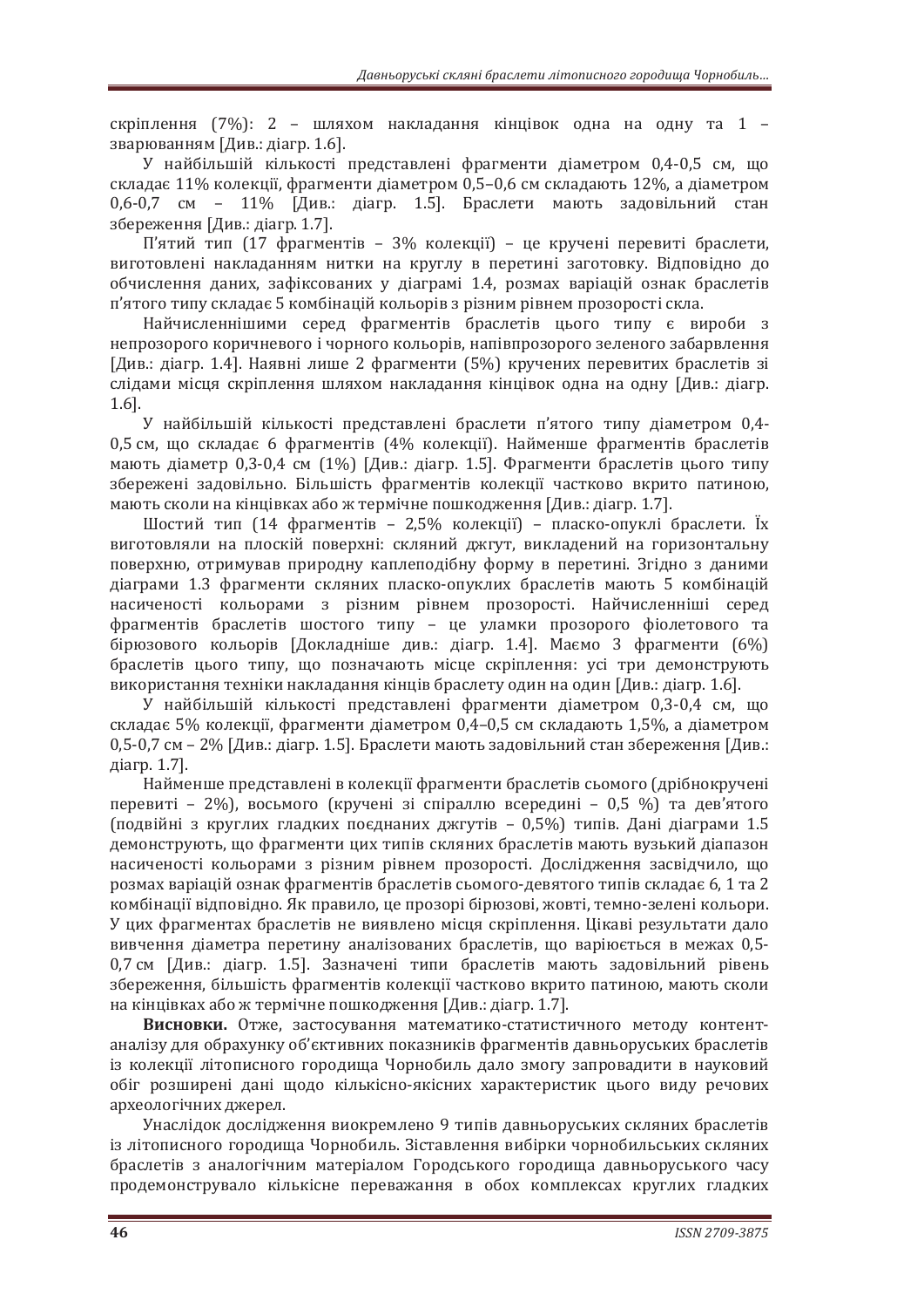скріплення (7%): 2 – шляхом накладання кінцівок одна на одну та 1 – зварюванням [Див.: діагр. 1.6].

У найбільшій кількості представлені фрагменти діаметром 0,4-0,5 см, що складає 11% колекції, фрагменти діаметром 0,5–0,6 см складають 12%, а діаметром 0,6-0,7 см – 11% [Див.: діагр. 1.5]. Браслети мають задовільний стан збереження [Див.: діагр. 1.7].

П'ятий тип (17 фрагментів – 3% колекції) – це кручені перевиті браслети, виготовлені накладанням нитки на круглу в перетині заготовку. Відповідно до обчислення даних, зафіксованих у діаграмі 1.4, розмах варіацій ознак браслетів п'ятого типу складає 5 комбінацій кольорів з різним рівнем прозорості скла.

Найчисленнішими серед фрагментів браслетів цього типу є вироби з непрозорого коричневого і чорного кольорів, напівпрозорого зеленого забарвлення [Див.: діагр. 1.4]. Наявні лише 2 фрагменти (5%) кручених перевитих браслетів зі слідами місця скріплення шляхом накладання кінцівок одна на одну [Див.: діагр. 1.6].

У найбільшій кількості представлені браслети п'ятого типу діаметром 0,4-0,5 см, що складає 6 фрагментів (4% колекції). Найменше фрагментів браслетів мають діаметр 0,3-0,4 см (1%) [Див.: діагр. 1.5]. Фрагменти браслетів цього типу збережені задовільно. Більшість фрагментів колекції частково вкрито патиною, мають сколи на кінцівках або ж термічне пошкодження [Див.: діагр. 1.7].

Шостий тип (14 фрагментів – 2,5% колекції) – пласко-опуклі браслети. Їх виготовляли на плоскій поверхні: скляний джгут, викладений на горизонтальну поверхню, отримував природну каплеподібну форму в перетині. Згідно з даними діаграми 1.3 фрагменти скляних пласко-опуклих браслетів мають 5 комбінацій насиченості кольорами з різним рівнем прозорості. Найчисленніші серед фрагментів браслетів шостого типу – це уламки прозорого фіолетового та бірюзового кольорів [Докладніше див.: діагр. 1.4]. Маємо 3 фрагменти (6%) браслетів цього типу, що позначають місце скріплення: усі три демонструють використання техніки накладання кінців браслету один на один [Див.: діагр. 1.6].

У найбільшій кількості представлені фрагменти діаметром 0,3-0,4 см, що складає 5% колекції, фрагменти діаметром 0,4–0,5 см складають 1,5%, а діаметром 0,5-0,7 см – 2% [Див.: діагр. 1.5]. Браслети мають задовільний стан збереження [Див.: діагр. 1.7].

Найменше представлені в колекції фрагменти браслетів сьомого (дрібнокручені перевиті – 2%), восьмого (кручені зі спіраллю всередині – 0,5 %) та дев'ятого (подвійні з круглих гладких поєднаних джгутів – 0,5%) типів. Дані діаграми 1.5 демонструють, що фрагменти цих типів скляних браслетів мають вузький діапазон насиченості кольорами з різним рівнем прозорості. Дослідження засвідчило, що розмах варіацій ознак фрагментів браслетів сьомого-дев'ятого типів складає 6, 1 та 2 комбінації відповідно. Як правило, це прозорі бірюзові, жовті, темно-зелені кольори. У цих фрагментах браслетів не виявлено місця скріплення. Цікаві результати дало вивчення діаметра перетину аналізованих браслетів, що варіюється в межах 0,5-0,7 см [Див.: діагр. 1.5]. Зазначені типи браслетів мають задовільний рівень збереження, більшість фрагментів колекції частково вкрито патиною, мають сколи на кінцівках або ж термічне пошкодження [Див.: діагр. 1.7].

**Висновки.** Отже, застосування математико-статистичного методу контент-аналізу для обрахунку об'єктивних показників фрагментів давньоруських браслетів із колекції літописного городища Чорнобиль дало змогу запровадити в науковий обіг розширені дані щодо кількісно-якісних характеристик цього виду речових археологічних джерел.

Унаслідок дослідження виокремлено 9 типів давньоруських скляних браслетів із літописного городища Чорнобиль. Зіставлення вибірки чорнобильських скляних браслетів з аналогічним матеріалом Городського городища давньоруського часу продемонструвало кількісне переважання в обох комплексах круглих гладких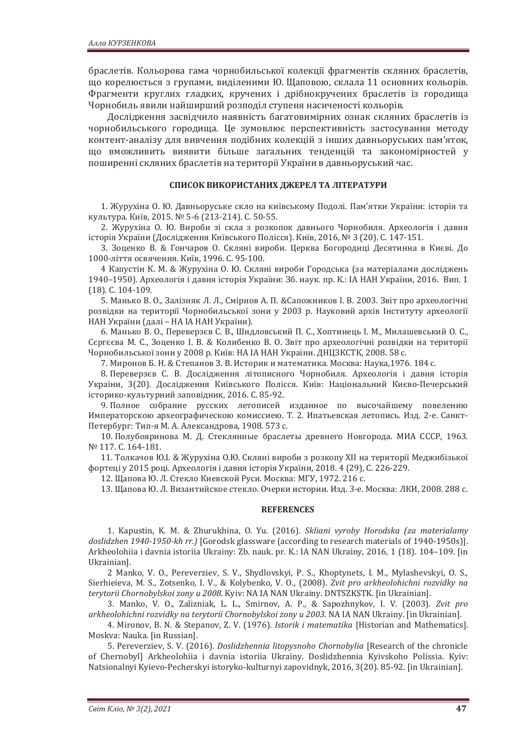браслетів. Кольорова гама чорнобильської колекції фрагментів скляних браслетів, що корелюється з групами, виділеними Ю. Щаповою, склала 11 основних кольорів. Фрагменти круглих гладких, кручених і дрібнокручених браслетів із городища Чорнобиль явили найширший розподіл ступеня насиченості кольорів.

Дослідження засвідчило наявність багатовимірних ознак скляних браслетів із чорнобильського городища. Це зумовлює перспективність застосування методу контент-аналізу для вивчення подібних колекцій з інших давньоруських пам'яток, що вможливить виявити більше загальних тенденцій та закономірностей у поширенні скляних браслетів на території України в давньоруський час.

### СПИСОК ВИКОРИСТАНИХ ДЖЕРЕЛ ТА ЛІТЕРАТУРИ

1. Журухіна О. Ю. Давньоруське скло на київському Подолі. Пам'ятки України: історія та культура. Київ, 2015. № 5-6 (213-214). С. 50-55.

2. Журухіна О. Ю. Вироби зі скла з розкопок давнього Чорнобиля. Археологія і давня історія України (Дослідження Київського Полісся). Київ, 2016, № 3 (20). С. 147-151.

3. Зоценко В. & Гончаров О. Скляні вироби. Церква Богородиці Десятинна в Києві. До 1000-ліття освячення. Київ, 1996. С. 95-100.

4 Капустін К. М. & Журухіна О. Ю. Скляні вироби Городська (за матеріалами досліджень 1940–1950). Археологія і давня історія України: Зб. наук. пр. К.: ІА НАН України, 2016. Вип. 1 (18). С. 104-109.

5. Манько В. О., Залізняк Л. Л., Смірнов А. П. &Сапожников І. В. 2003. Звіт про археологічні розвідки на території Чорнобильської зони у 2003 р. Науковий архів Інституту археології НАН України (далі – НА ІА НАН України).

6. Манько В. О., Переверзєв С. В., Шидловський П. С., Хоптинець І. М., Милашевський О. С., Сєргєєва М. С., Зоценко І. В. & Колибенко В. О. Звіт про археологічні розвідки на території Чорнобильської зони у 2008 р. Київ: НА ІА НАН України. ДНЦЗКСТК, 2008. 58 с.

7. Миронов Б. Н. & Степанов З. В. Историк и математика. Москва: Наука,1976. 184 с.

8. Переверзєв С. В. Дослідження літописного Чорнобиля. Археологія і давня історія України, 3(20). Дослідження Київського Полісся. Київ: Національний Києво-Печерський історико-культурний заповідник, 2016. С. 85-92.

9. Полное собрание русских летописей изданное по высочайшему повелению Императорскою археографическою комиссиею. Т. 2. Ипатьевская летопись. Изд. 2-е. Санкт-Петербург: Тип-я М. А. Александрова, 1908. 573 с.

10. Полубояринова М. Д. Стеклянные браслеты древнего Новгорода. МИА СССР, 1963. № 117. С. 164-181.

11. Толкачов Ю.І. & Журухіна О.Ю. Скляні вироби з розкопу XII на території Меджибізької фортеці у 2015 році. Археологія і давня історія України, 2018. 4 (29), С. 226-229.

12. Щапова Ю. Л. Стекло Киевской Руси. Москва: МГУ, 1972. 216 с.

13. Щапова Ю. Л. Византийское стекло. Очерки истории. Изд. 3-е. Москва: ЛКИ, 2008. 288 с.

### REFERENCES

1. Kapustin, K. M. & Zhurukhina, O. Yu. (2016). *Skliani vyroby Horodska (za materialamy doslidzhen 1940-1950-kh rr.)* [Gorodsk glassware (according to research materials of 1940-1950s)]. Arkheolohiia i davnia istoriia Ukrainy: Zb. nauk. pr. K.: IA NAN Ukrainy, 2016, 1 (18). 104–109. [in Ukrainian].

2 Manko, V. O., Pereverziev, S. V., Shydlovskyi, P. S., Khoptynets, I. M., Mylashevskyi, O. S., Sierhieieva, M. S., Zotsenko, I. V., & Kolybenko, V. O., (2008). *Zvit pro arkheolohichni rozvidky na terytorii Chornobylskoi zony u 2008.* Kyiv: NA IA NAN Ukrainy. DNTSZKSTK. [in Ukrainian].

3. Manko, V. O., Zalizniak, L. L., Smirnov, A. P., & Sapozhnykov, I. V. (2003). *Zvit pro arkheolohichni rozvidky na terytorii Chornobylskoi zony u 2003.* NA IA NAN Ukrainy. [in Ukrainian].

4. Mironov, B. N. & Stepanov, Z. V. (1976). *Istorik i matematika* [Historian and Mathematics]. Moskva: Nauka. [in Russian].

5. Pereverziev, S. V. (2016). *Doslidzhennia litopysnoho Chornobylia* [Research of the chronicle of Chernobyl] Arkheolohiia i davnia istoriia Ukrainy. Doslidzhennia Kyivskoho Polissia. Kyiv: Natsionalnyi Kyievo-Pecherskyi istoryko-kulturnyi zapovidnyk, 2016, 3(20). 85-92. [in Ukrainian].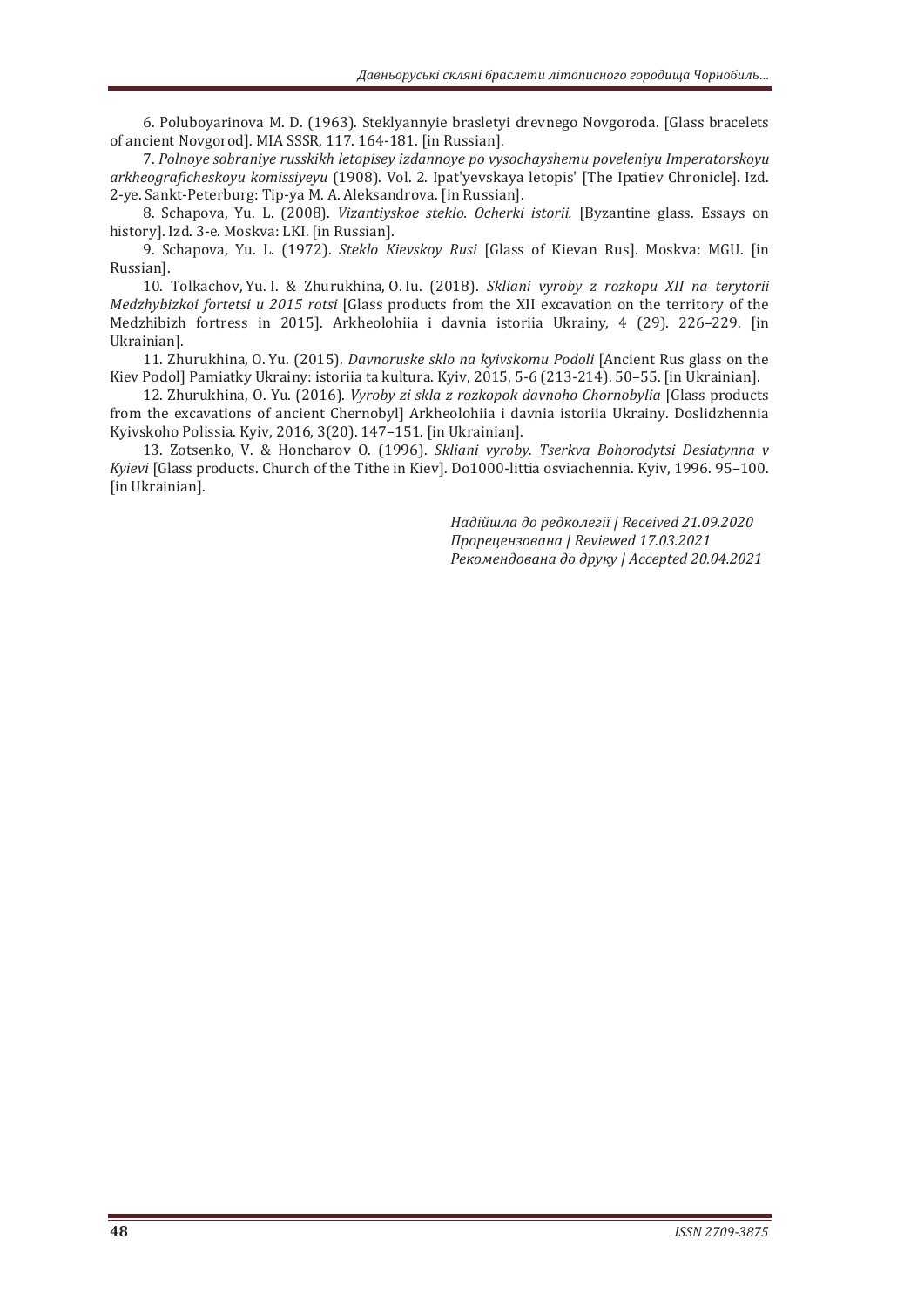6. Poluboyarinova M. D. (1963). Steklyannyie brasletyi drevnego Novgoroda. [Glass bracelets of ancient Novgorod]. MIA SSSR, 117. 164-181. [in Russian].

7. *Polnoye sobraniye russkikh letopisey izdannoye po vysochayshemu poveleniyu Imperatorskoyu arkheograficheskoyu komissiyeyu* (1908). Vol. 2. Ipat'yevskaya letopis' [The Ipatiev Chronicle]. Izd. 2-ye. Sankt-Peterburg: Tip-ya M. A. Aleksandrova. [in Russian].

8. Schapova, Yu. L. (2008). *Vizantiyskoe steklo. Ocherki istorii.* [Byzantine glass. Essays on history]. Izd. 3-e. Moskva: LKI. [in Russian].

9. Schapova, Yu. L. (1972). *Steklo Kievskoy Rusi* [Glass of Kievan Rus]. Moskva: MGU. [in Russian].

10. Tolkachov, Yu. I. & Zhurukhina, O. Iu. (2018). *Skliani vyroby z rozkopu XII na terytorii Medzhybizkoi fortetsi u 2015 rotsi* [Glass products from the XII excavation on the territory of the Medzhibizh fortress in 2015]. Arkheolohiia i davnia istoriia Ukrainy, 4 (29). 226–229. [in Ukrainian].

11. Zhurukhina, O. Yu. (2015). *Davnoruske sklo na kyivskomu Podoli* [Ancient Rus glass on the Kiev Podol] Pamiatky Ukrainy: istoriia ta kultura. Kyiv, 2015, 5-6 (213-214). 50–55. [in Ukrainian].

12. Zhurukhina, O. Yu. (2016). *Vyroby zi skla z rozkopok davnoho Chornobylia* [Glass products from the excavations of ancient Chernobyl] Arkheolohiia i davnia istoriia Ukrainy. Doslidzhennia Kyivskoho Polissia. Kyiv, 2016, 3(20). 147–151. [in Ukrainian].

13. Zotsenko, V. & Honcharov O. (1996). *Skliani vyroby. Tserkva Bohorodytsi Desiatynna v Kyievi* [Glass products. Church of the Tithe in Kiev]. Do1000-littia osviachennia. Kyiv, 1996. 95–100. [in Ukrainian].

*Надійшла до редколегії | Received 21.09.2020*
*Прорецензована | Reviewed 17.03.2021*
*Рекомендована до друку | Accepted 20.04.2021*